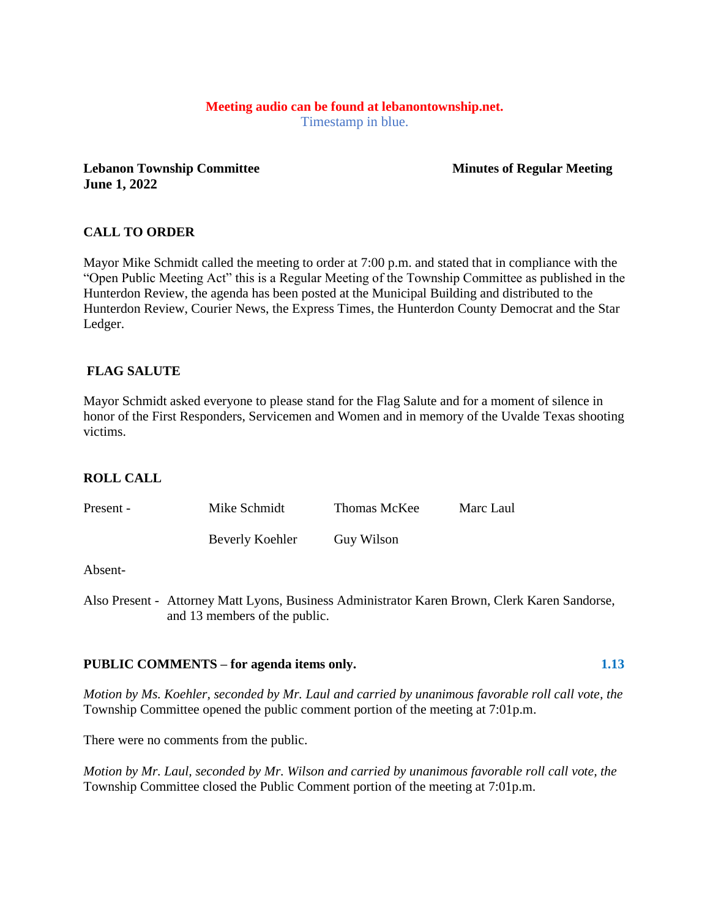**Meeting audio can be found at lebanontownship.net.**
Timestamp in blue.

**Lebanon Township Committee** **Minutes of Regular Meeting**
**June 1, 2022**

## CALL TO ORDER

Mayor Mike Schmidt called the meeting to order at 7:00 p.m. and stated that in compliance with the "Open Public Meeting Act" this is a Regular Meeting of the Township Committee as published in the Hunterdon Review, the agenda has been posted at the Municipal Building and distributed to the Hunterdon Review, Courier News, the Express Times, the Hunterdon County Democrat and the Star Ledger.

## FLAG SALUTE

Mayor Schmidt asked everyone to please stand for the Flag Salute and for a moment of silence in honor of the First Responders, Servicemen and Women and in memory of the Uvalde Texas shooting victims.

## ROLL CALL

| | | | |
|---|---|---|---|
| Present - | Mike Schmidt | Thomas McKee | Marc Laul |
| | Beverly Koehler | Guy Wilson | |

Absent-

Also Present - Attorney Matt Lyons, Business Administrator Karen Brown, Clerk Karen Sandorse, and 13 members of the public.

## PUBLIC COMMENTS – for agenda items only. 1.13

*Motion by Ms. Koehler, seconded by Mr. Laul and carried by unanimous favorable roll call vote, the* Township Committee opened the public comment portion of the meeting at 7:01p.m.

There were no comments from the public.

*Motion by Mr. Laul, seconded by Mr. Wilson and carried by unanimous favorable roll call vote, the* Township Committee closed the Public Comment portion of the meeting at 7:01p.m.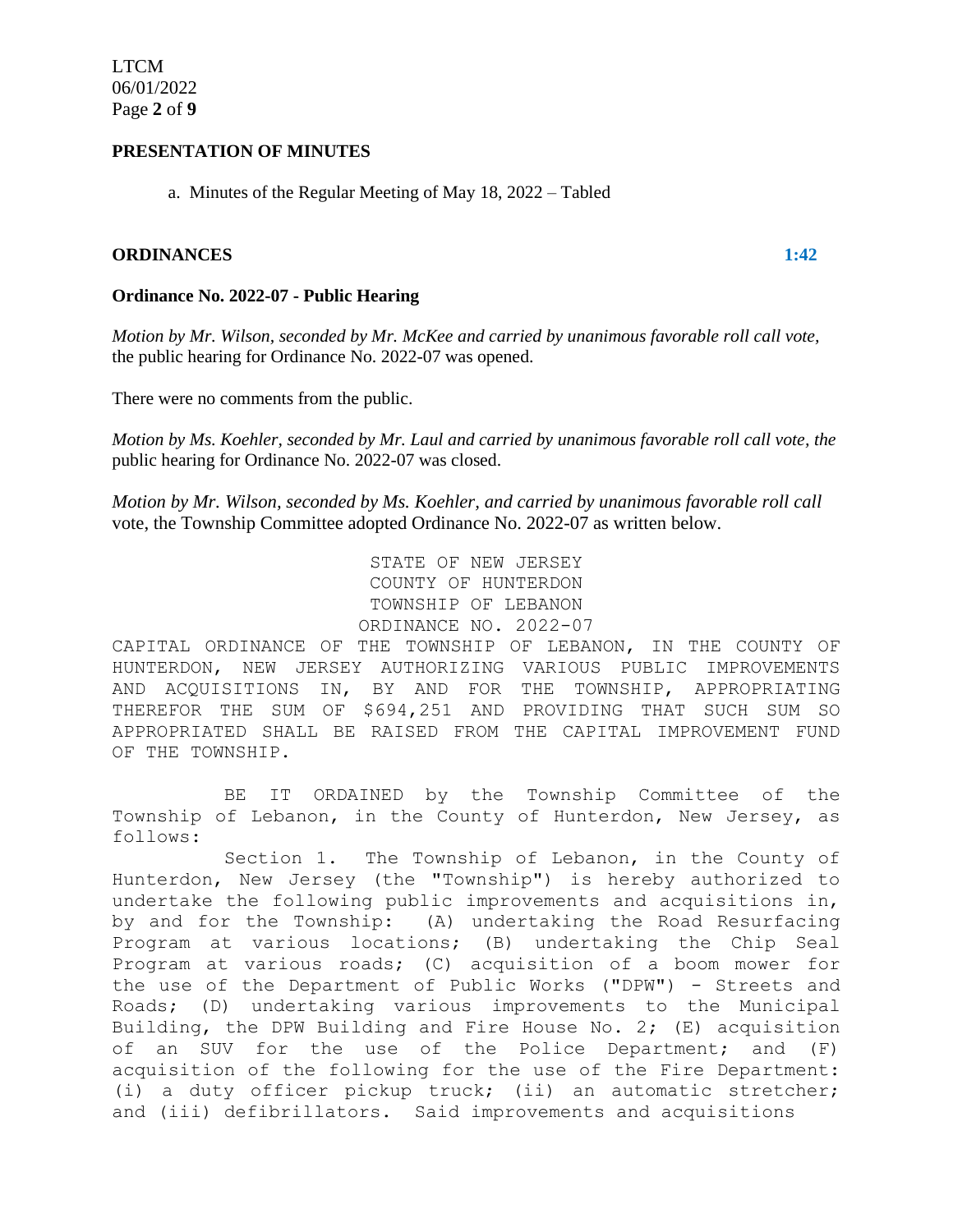**PRESENTATION OF MINUTES**

a. Minutes of the Regular Meeting of May 18, 2022 – Tabled

**ORDINANCES** **1:42**

**Ordinance No. 2022-07 - Public Hearing**

*Motion by Mr. Wilson, seconded by Mr. McKee and carried by unanimous favorable roll call vote,* the public hearing for Ordinance No. 2022-07 was opened.

There were no comments from the public.

*Motion by Ms. Koehler, seconded by Mr. Laul and carried by unanimous favorable roll call vote, the* public hearing for Ordinance No. 2022-07 was closed.

*Motion by Mr. Wilson, seconded by Ms. Koehler, and carried by unanimous favorable roll call* vote, the Township Committee adopted Ordinance No. 2022-07 as written below.

STATE OF NEW JERSEY
COUNTY OF HUNTERDON
TOWNSHIP OF LEBANON
ORDINANCE NO. 2022-07

CAPITAL ORDINANCE OF THE TOWNSHIP OF LEBANON, IN THE COUNTY OF HUNTERDON, NEW JERSEY AUTHORIZING VARIOUS PUBLIC IMPROVEMENTS AND ACQUISITIONS IN, BY AND FOR THE TOWNSHIP, APPROPRIATING THEREFOR THE SUM OF $694,251 AND PROVIDING THAT SUCH SUM SO APPROPRIATED SHALL BE RAISED FROM THE CAPITAL IMPROVEMENT FUND OF THE TOWNSHIP.

BE IT ORDAINED by the Township Committee of the Township of Lebanon, in the County of Hunterdon, New Jersey, as follows:

Section 1. The Township of Lebanon, in the County of Hunterdon, New Jersey (the "Township") is hereby authorized to undertake the following public improvements and acquisitions in, by and for the Township: (A) undertaking the Road Resurfacing Program at various locations; (B) undertaking the Chip Seal Program at various roads; (C) acquisition of a boom mower for the use of the Department of Public Works ("DPW") - Streets and Roads; (D) undertaking various improvements to the Municipal Building, the DPW Building and Fire House No. 2; (E) acquisition of an SUV for the use of the Police Department; and (F) acquisition of the following for the use of the Fire Department: (i) a duty officer pickup truck; (ii) an automatic stretcher; and (iii) defibrillators. Said improvements and acquisitions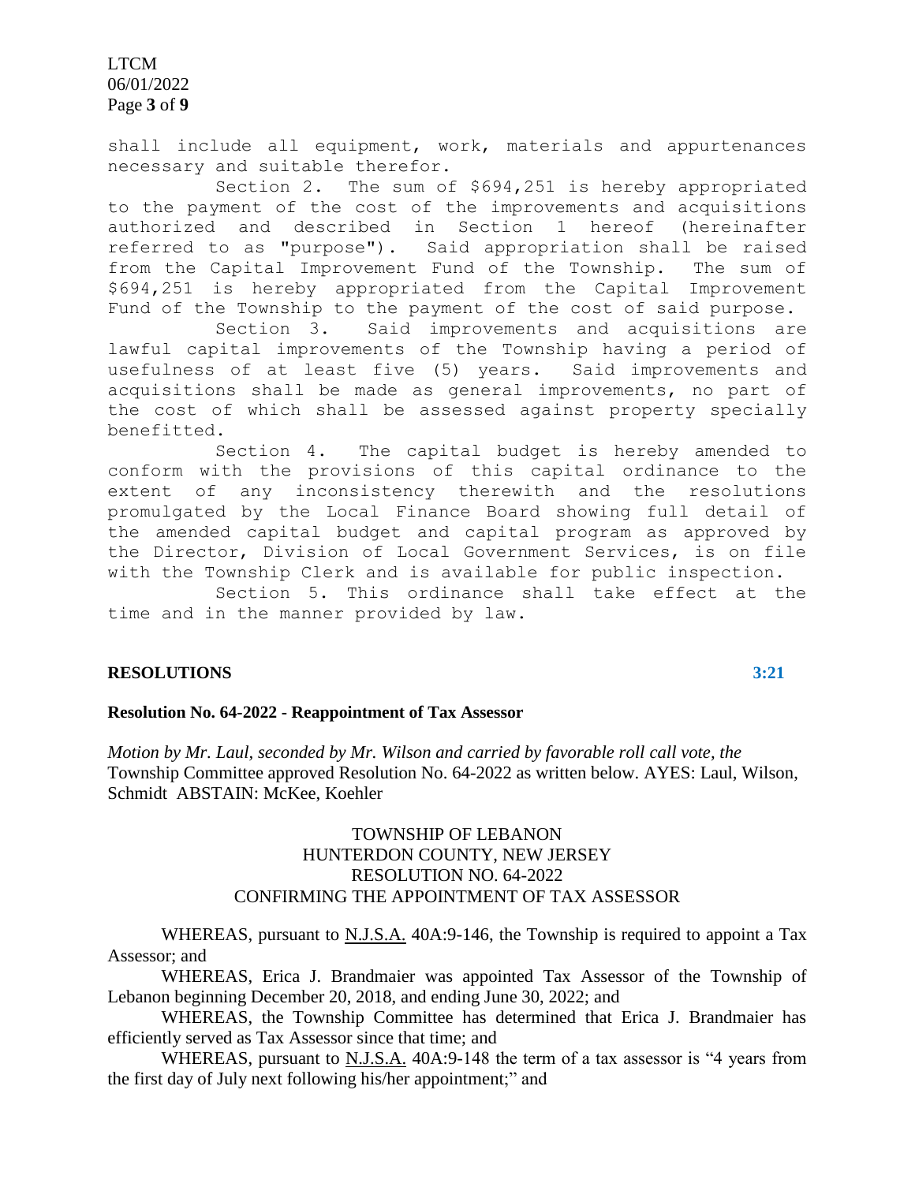shall include all equipment, work, materials and appurtenances necessary and suitable therefor.

Section 2. The sum of $694,251 is hereby appropriated to the payment of the cost of the improvements and acquisitions authorized and described in Section 1 hereof (hereinafter referred to as "purpose"). Said appropriation shall be raised from the Capital Improvement Fund of the Township. The sum of $694,251 is hereby appropriated from the Capital Improvement Fund of the Township to the payment of the cost of said purpose.

Section 3. Said improvements and acquisitions are lawful capital improvements of the Township having a period of usefulness of at least five (5) years. Said improvements and acquisitions shall be made as general improvements, no part of the cost of which shall be assessed against property specially benefitted.

Section 4. The capital budget is hereby amended to conform with the provisions of this capital ordinance to the extent of any inconsistency therewith and the resolutions promulgated by the Local Finance Board showing full detail of the amended capital budget and capital program as approved by the Director, Division of Local Government Services, is on file with the Township Clerk and is available for public inspection.

Section 5. This ordinance shall take effect at the time and in the manner provided by law.

**RESOLUTIONS** 3:21

**Resolution No. 64-2022 - Reappointment of Tax Assessor**

*Motion by Mr. Laul, seconded by Mr. Wilson and carried by favorable roll call vote, the* Township Committee approved Resolution No. 64-2022 as written below. AYES: Laul, Wilson, Schmidt ABSTAIN: McKee, Koehler

TOWNSHIP OF LEBANON
HUNTERDON COUNTY, NEW JERSEY
RESOLUTION NO. 64-2022
CONFIRMING THE APPOINTMENT OF TAX ASSESSOR

WHEREAS, pursuant to N.J.S.A. 40A:9-146, the Township is required to appoint a Tax Assessor; and

WHEREAS, Erica J. Brandmaier was appointed Tax Assessor of the Township of Lebanon beginning December 20, 2018, and ending June 30, 2022; and

WHEREAS, the Township Committee has determined that Erica J. Brandmaier has efficiently served as Tax Assessor since that time; and

WHEREAS, pursuant to N.J.S.A. 40A:9-148 the term of a tax assessor is "4 years from the first day of July next following his/her appointment;" and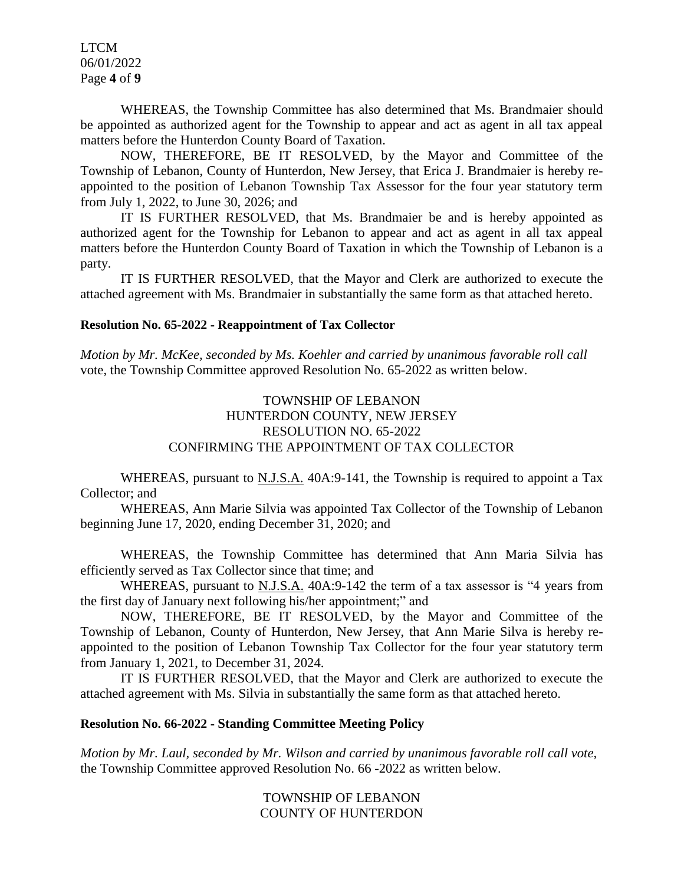WHEREAS, the Township Committee has also determined that Ms. Brandmaier should be appointed as authorized agent for the Township to appear and act as agent in all tax appeal matters before the Hunterdon County Board of Taxation.

NOW, THEREFORE, BE IT RESOLVED, by the Mayor and Committee of the Township of Lebanon, County of Hunterdon, New Jersey, that Erica J. Brandmaier is hereby re-appointed to the position of Lebanon Township Tax Assessor for the four year statutory term from July 1, 2022, to June 30, 2026; and

IT IS FURTHER RESOLVED, that Ms. Brandmaier be and is hereby appointed as authorized agent for the Township for Lebanon to appear and act as agent in all tax appeal matters before the Hunterdon County Board of Taxation in which the Township of Lebanon is a party.

IT IS FURTHER RESOLVED, that the Mayor and Clerk are authorized to execute the attached agreement with Ms. Brandmaier in substantially the same form as that attached hereto.

**Resolution No. 65-2022 - Reappointment of Tax Collector**

*Motion by Mr. McKee, seconded by Ms. Koehler and carried by unanimous favorable roll call* vote, the Township Committee approved Resolution No. 65-2022 as written below.

TOWNSHIP OF LEBANON
HUNTERDON COUNTY, NEW JERSEY
RESOLUTION NO. 65-2022
CONFIRMING THE APPOINTMENT OF TAX COLLECTOR

WHEREAS, pursuant to N.J.S.A. 40A:9-141, the Township is required to appoint a Tax Collector; and

WHEREAS, Ann Marie Silvia was appointed Tax Collector of the Township of Lebanon beginning June 17, 2020, ending December 31, 2020; and

WHEREAS, the Township Committee has determined that Ann Maria Silvia has efficiently served as Tax Collector since that time; and

WHEREAS, pursuant to N.J.S.A. 40A:9-142 the term of a tax assessor is "4 years from the first day of January next following his/her appointment;" and

NOW, THEREFORE, BE IT RESOLVED, by the Mayor and Committee of the Township of Lebanon, County of Hunterdon, New Jersey, that Ann Marie Silva is hereby re-appointed to the position of Lebanon Township Tax Collector for the four year statutory term from January 1, 2021, to December 31, 2024.

IT IS FURTHER RESOLVED, that the Mayor and Clerk are authorized to execute the attached agreement with Ms. Silvia in substantially the same form as that attached hereto.

**Resolution No. 66-2022 - Standing Committee Meeting Policy**

*Motion by Mr. Laul, seconded by Mr. Wilson and carried by unanimous favorable roll call vote,* the Township Committee approved Resolution No. 66 -2022 as written below.

TOWNSHIP OF LEBANON
COUNTY OF HUNTERDON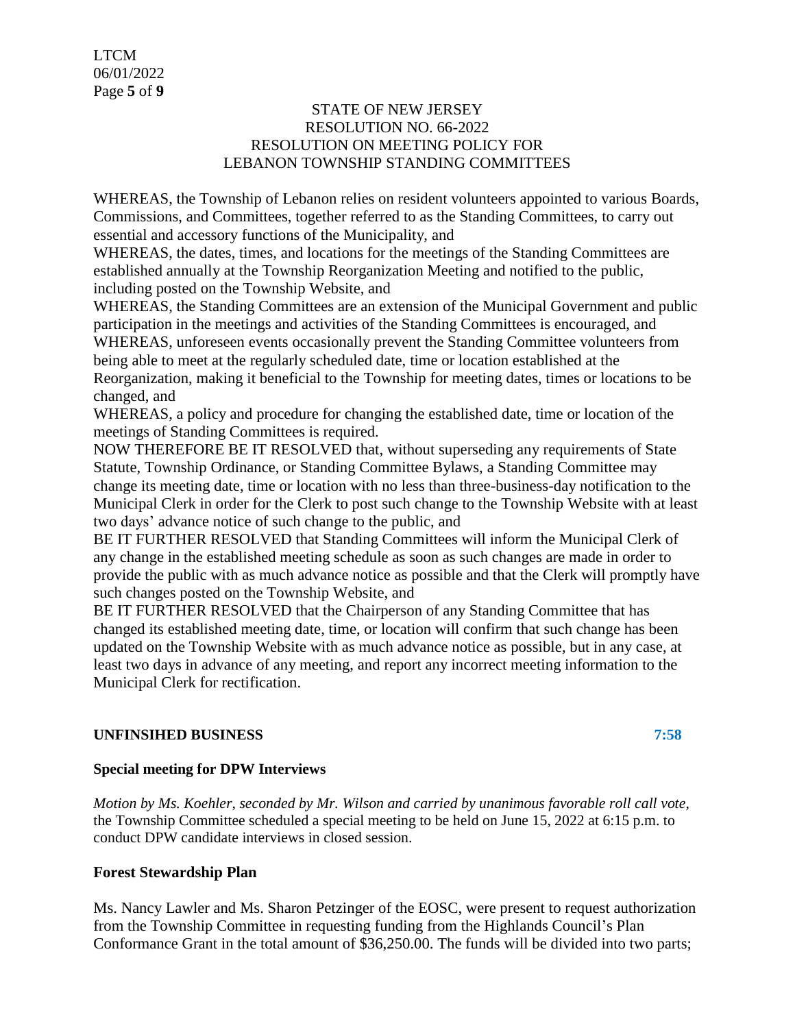STATE OF NEW JERSEY
RESOLUTION NO. 66-2022
RESOLUTION ON MEETING POLICY FOR
LEBANON TOWNSHIP STANDING COMMITTEES

WHEREAS, the Township of Lebanon relies on resident volunteers appointed to various Boards, Commissions, and Committees, together referred to as the Standing Committees, to carry out essential and accessory functions of the Municipality, and

WHEREAS, the dates, times, and locations for the meetings of the Standing Committees are established annually at the Township Reorganization Meeting and notified to the public, including posted on the Township Website, and

WHEREAS, the Standing Committees are an extension of the Municipal Government and public participation in the meetings and activities of the Standing Committees is encouraged, and

WHEREAS, unforeseen events occasionally prevent the Standing Committee volunteers from being able to meet at the regularly scheduled date, time or location established at the Reorganization, making it beneficial to the Township for meeting dates, times or locations to be changed, and

WHEREAS, a policy and procedure for changing the established date, time or location of the meetings of Standing Committees is required.

NOW THEREFORE BE IT RESOLVED that, without superseding any requirements of State Statute, Township Ordinance, or Standing Committee Bylaws, a Standing Committee may change its meeting date, time or location with no less than three-business-day notification to the Municipal Clerk in order for the Clerk to post such change to the Township Website with at least two days' advance notice of such change to the public, and

BE IT FURTHER RESOLVED that Standing Committees will inform the Municipal Clerk of any change in the established meeting schedule as soon as such changes are made in order to provide the public with as much advance notice as possible and that the Clerk will promptly have such changes posted on the Township Website, and

BE IT FURTHER RESOLVED that the Chairperson of any Standing Committee that has changed its established meeting date, time, or location will confirm that such change has been updated on the Township Website with as much advance notice as possible, but in any case, at least two days in advance of any meeting, and report any incorrect meeting information to the Municipal Clerk for rectification.

**UNFINSIHED BUSINESS** 7:58

**Special meeting for DPW Interviews**

*Motion by Ms. Koehler, seconded by Mr. Wilson and carried by unanimous favorable roll call vote,* the Township Committee scheduled a special meeting to be held on June 15, 2022 at 6:15 p.m. to conduct DPW candidate interviews in closed session.

**Forest Stewardship Plan**

Ms. Nancy Lawler and Ms. Sharon Petzinger of the EOSC, were present to request authorization from the Township Committee in requesting funding from the Highlands Council's Plan Conformance Grant in the total amount of $36,250.00. The funds will be divided into two parts;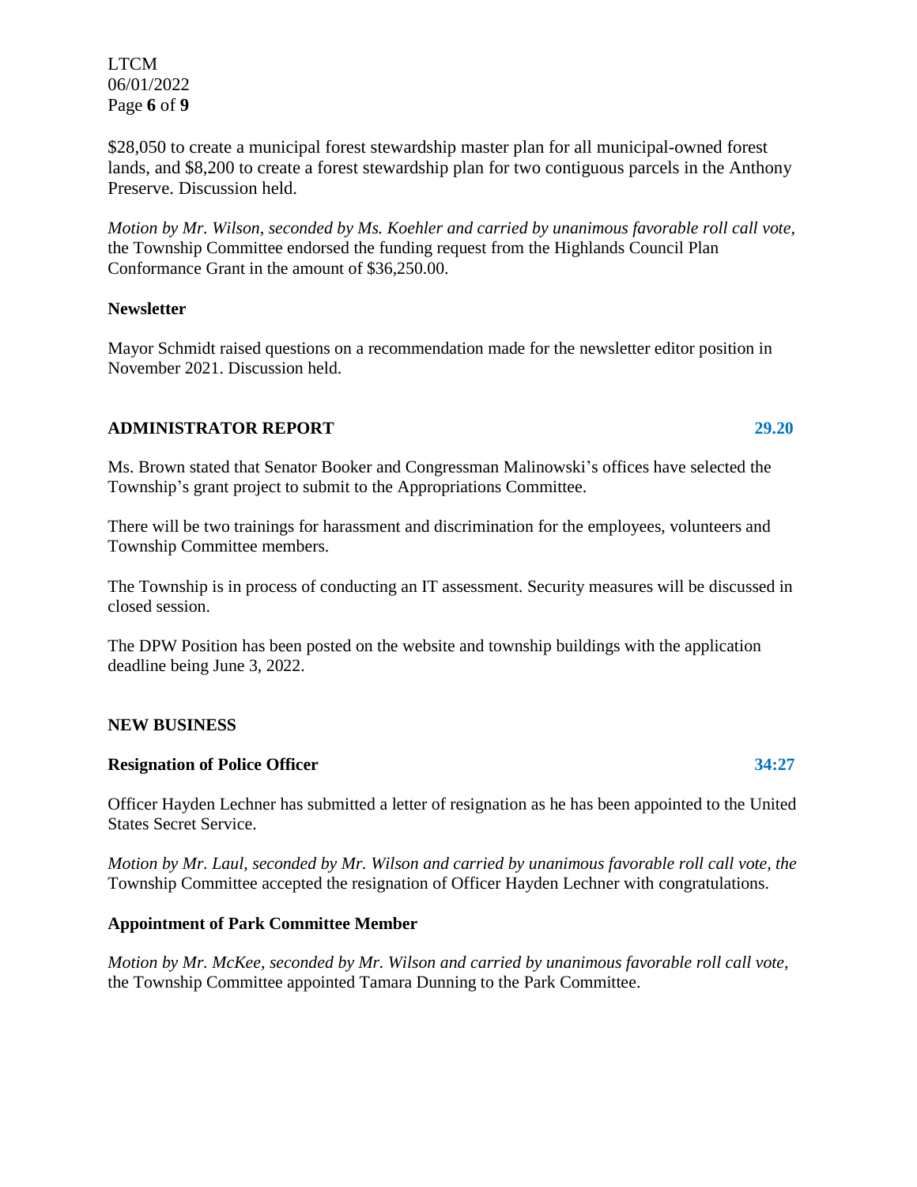$28,050 to create a municipal forest stewardship master plan for all municipal-owned forest lands, and $8,200 to create a forest stewardship plan for two contiguous parcels in the Anthony Preserve. Discussion held.

*Motion by Mr. Wilson, seconded by Ms. Koehler and carried by unanimous favorable roll call vote,* the Township Committee endorsed the funding request from the Highlands Council Plan Conformance Grant in the amount of $36,250.00.

**Newsletter**

Mayor Schmidt raised questions on a recommendation made for the newsletter editor position in November 2021. Discussion held.

## ADMINISTRATOR REPORT 29.20

Ms. Brown stated that Senator Booker and Congressman Malinowski's offices have selected the Township's grant project to submit to the Appropriations Committee.

There will be two trainings for harassment and discrimination for the employees, volunteers and Township Committee members.

The Township is in process of conducting an IT assessment. Security measures will be discussed in closed session.

The DPW Position has been posted on the website and township buildings with the application deadline being June 3, 2022.

## NEW BUSINESS

**Resignation of Police Officer** 34:27

Officer Hayden Lechner has submitted a letter of resignation as he has been appointed to the United States Secret Service.

*Motion by Mr. Laul, seconded by Mr. Wilson and carried by unanimous favorable roll call vote, the* Township Committee accepted the resignation of Officer Hayden Lechner with congratulations.

**Appointment of Park Committee Member**

*Motion by Mr. McKee, seconded by Mr. Wilson and carried by unanimous favorable roll call vote,* the Township Committee appointed Tamara Dunning to the Park Committee.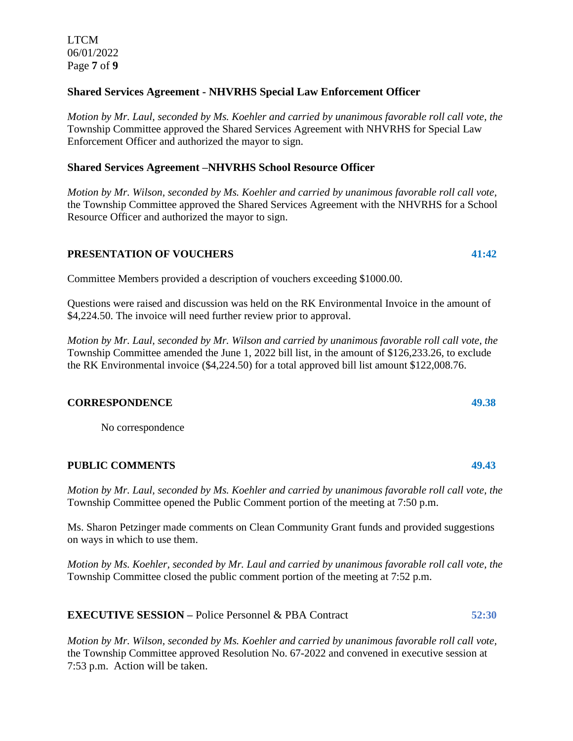### Shared Services Agreement - NHVRHS Special Law Enforcement Officer

*Motion by Mr. Laul, seconded by Ms. Koehler and carried by unanimous favorable roll call vote, the* Township Committee approved the Shared Services Agreement with NHVRHS for Special Law Enforcement Officer and authorized the mayor to sign.

### Shared Services Agreement –NHVRHS School Resource Officer

*Motion by Mr. Wilson, seconded by Ms. Koehler and carried by unanimous favorable roll call vote,* the Township Committee approved the Shared Services Agreement with the NHVRHS for a School Resource Officer and authorized the mayor to sign.

### PRESENTATION OF VOUCHERS **41:42**

Committee Members provided a description of vouchers exceeding $1000.00.

Questions were raised and discussion was held on the RK Environmental Invoice in the amount of $4,224.50. The invoice will need further review prior to approval.

*Motion by Mr. Laul, seconded by Mr. Wilson and carried by unanimous favorable roll call vote, the* Township Committee amended the June 1, 2022 bill list, in the amount of $126,233.26, to exclude the RK Environmental invoice ($4,224.50) for a total approved bill list amount $122,008.76.

### CORRESPONDENCE **49.38**

No correspondence

### PUBLIC COMMENTS **49.43**

*Motion by Mr. Laul, seconded by Ms. Koehler and carried by unanimous favorable roll call vote, the* Township Committee opened the Public Comment portion of the meeting at 7:50 p.m.

Ms. Sharon Petzinger made comments on Clean Community Grant funds and provided suggestions on ways in which to use them.

*Motion by Ms. Koehler, seconded by Mr. Laul and carried by unanimous favorable roll call vote, the* Township Committee closed the public comment portion of the meeting at 7:52 p.m.

### EXECUTIVE SESSION – Police Personnel & PBA Contract **52:30**

*Motion by Mr. Wilson, seconded by Ms. Koehler and carried by unanimous favorable roll call vote,* the Township Committee approved Resolution No. 67-2022 and convened in executive session at 7:53 p.m. Action will be taken.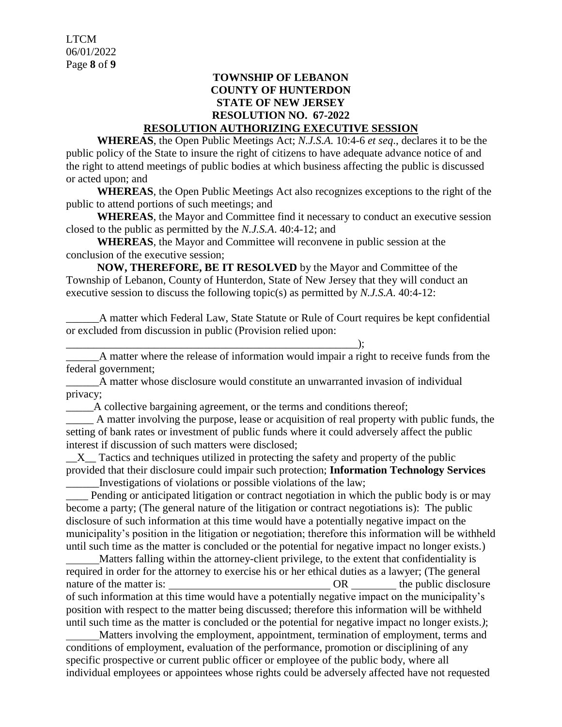**TOWNSHIP OF LEBANON**
**COUNTY OF HUNTERDON**
**STATE OF NEW JERSEY**
**RESOLUTION NO. 67-2022**

## RESOLUTION AUTHORIZING EXECUTIVE SESSION

**WHEREAS**, the Open Public Meetings Act; *N.J.S.A.* 10:4-6 *et seq*., declares it to be the public policy of the State to insure the right of citizens to have adequate advance notice of and the right to attend meetings of public bodies at which business affecting the public is discussed or acted upon; and

**WHEREAS**, the Open Public Meetings Act also recognizes exceptions to the right of the public to attend portions of such meetings; and

**WHEREAS**, the Mayor and Committee find it necessary to conduct an executive session closed to the public as permitted by the *N.J.S.A*. 40:4-12; and

**WHEREAS**, the Mayor and Committee will reconvene in public session at the conclusion of the executive session;

**NOW, THEREFORE, BE IT RESOLVED** by the Mayor and Committee of the Township of Lebanon, County of Hunterdon, State of New Jersey that they will conduct an executive session to discuss the following topic(s) as permitted by *N.J.S.A*. 40:4-12:

______A matter which Federal Law, State Statute or Rule of Court requires be kept confidential or excluded from discussion in public (Provision relied upon: ________________________________________________________);

______A matter where the release of information would impair a right to receive funds from the federal government;

______A matter whose disclosure would constitute an unwarranted invasion of individual privacy;

_____A collective bargaining agreement, or the terms and conditions thereof;

_____ A matter involving the purpose, lease or acquisition of real property with public funds, the setting of bank rates or investment of public funds where it could adversely affect the public interest if discussion of such matters were disclosed;

__X__ Tactics and techniques utilized in protecting the safety and property of the public provided that their disclosure could impair such protection; **Information Technology Services**

______Investigations of violations or possible violations of the law;

____ Pending or anticipated litigation or contract negotiation in which the public body is or may become a party; (The general nature of the litigation or contract negotiations is): The public disclosure of such information at this time would have a potentially negative impact on the municipality's position in the litigation or negotiation; therefore this information will be withheld until such time as the matter is concluded or the potential for negative impact no longer exists.)

______Matters falling within the attorney-client privilege, to the extent that confidentiality is required in order for the attorney to exercise his or her ethical duties as a lawyer; (The general nature of the matter is: ______________________________ OR ________ the public disclosure of such information at this time would have a potentially negative impact on the municipality's position with respect to the matter being discussed; therefore this information will be withheld until such time as the matter is concluded or the potential for negative impact no longer exists.*)*;

______Matters involving the employment, appointment, termination of employment, terms and conditions of employment, evaluation of the performance, promotion or disciplining of any specific prospective or current public officer or employee of the public body, where all individual employees or appointees whose rights could be adversely affected have not requested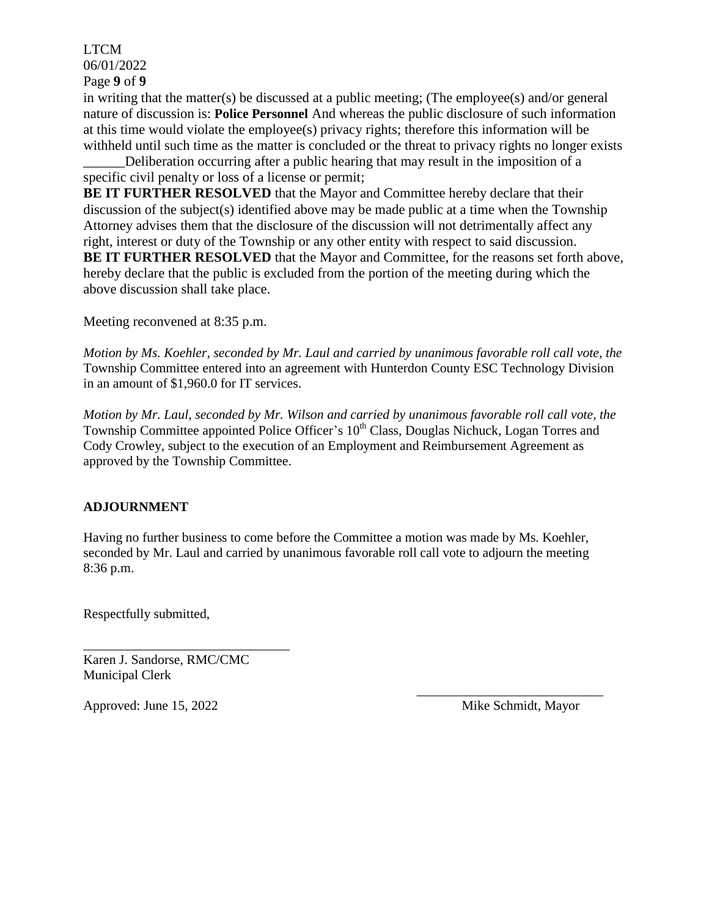in writing that the matter(s) be discussed at a public meeting; (The employee(s) and/or general nature of discussion is: **Police Personnel** And whereas the public disclosure of such information at this time would violate the employee(s) privacy rights; therefore this information will be withheld until such time as the matter is concluded or the threat to privacy rights no longer exists

______Deliberation occurring after a public hearing that may result in the imposition of a specific civil penalty or loss of a license or permit;

**BE IT FURTHER RESOLVED** that the Mayor and Committee hereby declare that their discussion of the subject(s) identified above may be made public at a time when the Township Attorney advises them that the disclosure of the discussion will not detrimentally affect any right, interest or duty of the Township or any other entity with respect to said discussion.

**BE IT FURTHER RESOLVED** that the Mayor and Committee, for the reasons set forth above, hereby declare that the public is excluded from the portion of the meeting during which the above discussion shall take place.

Meeting reconvened at 8:35 p.m.

*Motion by Ms. Koehler, seconded by Mr. Laul and carried by unanimous favorable roll call vote, the* Township Committee entered into an agreement with Hunterdon County ESC Technology Division in an amount of $1,960.0 for IT services.

*Motion by Mr. Laul, seconded by Mr. Wilson and carried by unanimous favorable roll call vote, the* Township Committee appointed Police Officer's 10th Class, Douglas Nichuck, Logan Torres and Cody Crowley, subject to the execution of an Employment and Reimbursement Agreement as approved by the Township Committee.

## ADJOURNMENT

Having no further business to come before the Committee a motion was made by Ms. Koehler, seconded by Mr. Laul and carried by unanimous favorable roll call vote to adjourn the meeting 8:36 p.m.

Respectfully submitted,

_______________________________

Karen J. Sandorse, RMC/CMC
Municipal Clerk

_____________________________

Approved: June 15, 2022

Mike Schmidt, Mayor